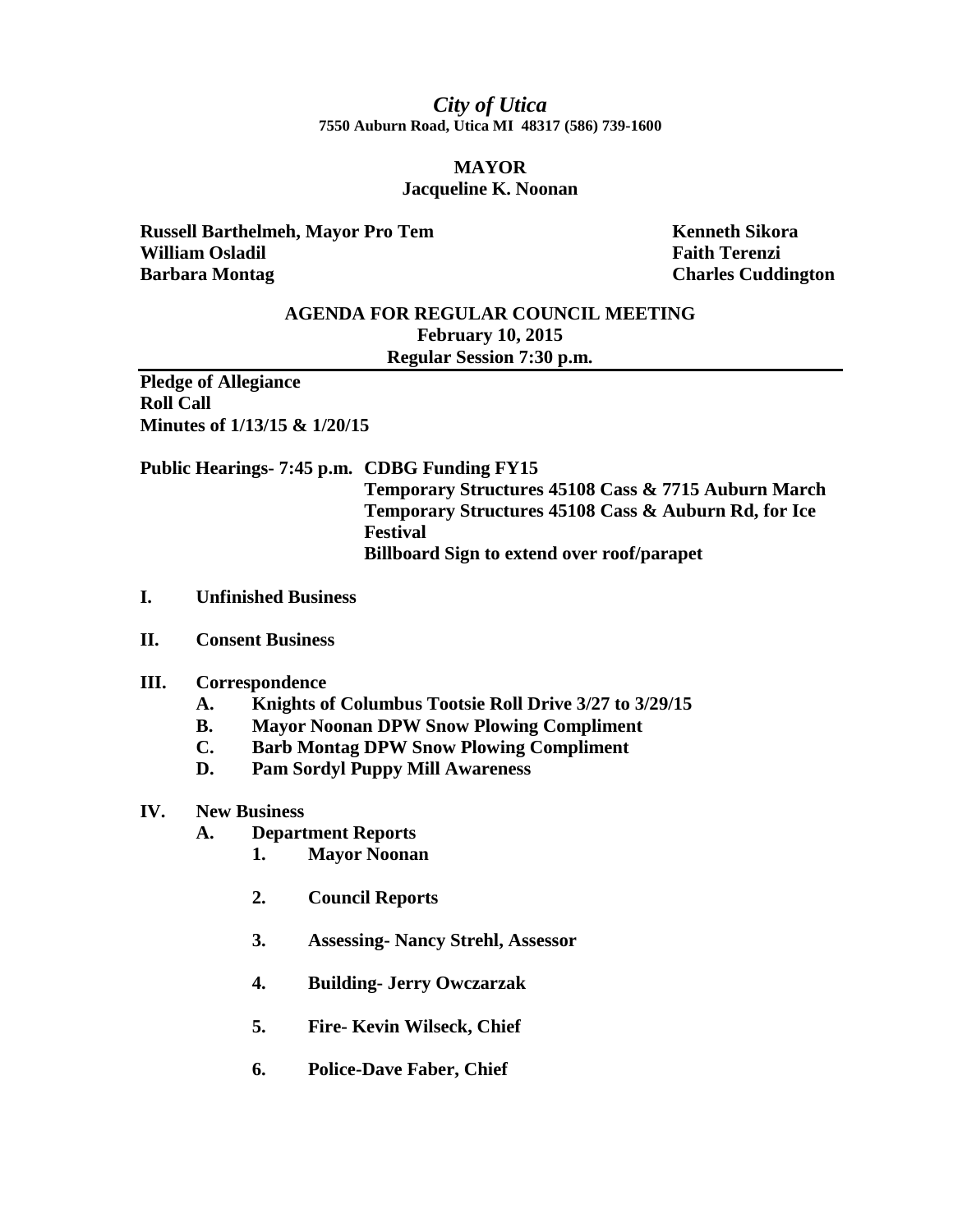*City of Utica*

**7550 Auburn Road, Utica MI 48317 (586) 739-1600**

**MAYOR**

**Jacqueline K. Noonan**

**Russell Barthelmeh, Mayor Pro Tem**
**William Osladil**
**Barbara Montag**
**Kenneth Sikora**
**Faith Terenzi**
**Charles Cuddington**

## AGENDA FOR REGULAR COUNCIL MEETING

**February 10, 2015**

**Regular Session 7:30 p.m.**

---

**Pledge of Allegiance**
**Roll Call**
**Minutes of 1/13/15 & 1/20/15**

**Public Hearings- 7:45 p.m. CDBG Funding FY15**
**Temporary Structures 45108 Cass & 7715 Auburn March**
**Temporary Structures 45108 Cass & Auburn Rd, for Ice Festival**
**Billboard Sign to extend over roof/parapet**

**I. Unfinished Business**

**II. Consent Business**

**III. Correspondence**

- **A. Knights of Columbus Tootsie Roll Drive 3/27 to 3/29/15**
- **B. Mayor Noonan DPW Snow Plowing Compliment**
- **C. Barb Montag DPW Snow Plowing Compliment**
- **D. Pam Sordyl Puppy Mill Awareness**

**IV. New Business**

- **A. Department Reports**
  1. **Mayor Noonan**
  2. **Council Reports**
  3. **Assessing- Nancy Strehl, Assessor**
  4. **Building- Jerry Owczarzak**
  5. **Fire- Kevin Wilseck, Chief**
  6. **Police-Dave Faber, Chief**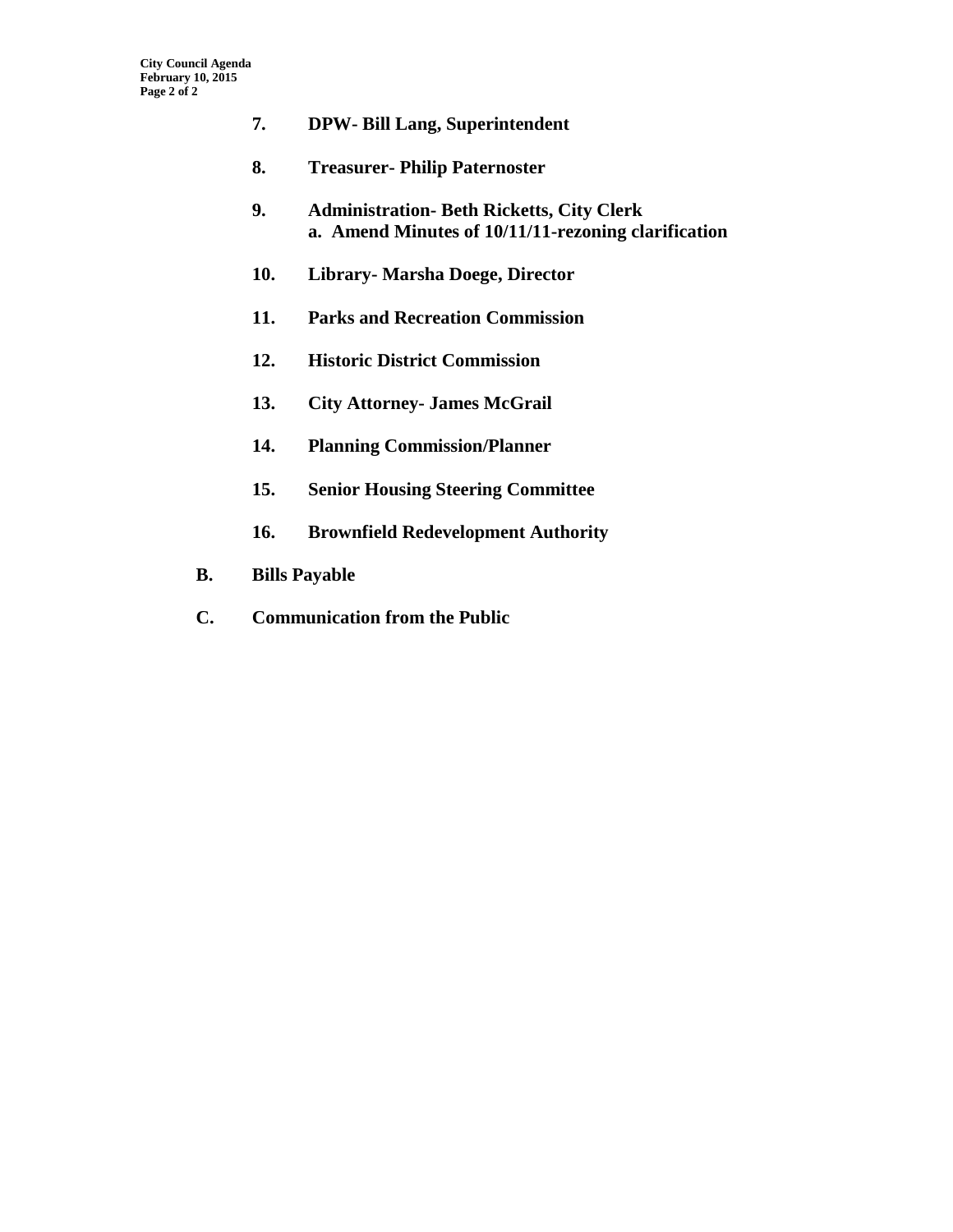7. **DPW- Bill Lang, Superintendent**

8. **Treasurer- Philip Paternoster**

9. **Administration- Beth Ricketts, City Clerk**
   **a. Amend Minutes of 10/11/11-rezoning clarification**

10. **Library- Marsha Doege, Director**

11. **Parks and Recreation Commission**

12. **Historic District Commission**

13. **City Attorney- James McGrail**

14. **Planning Commission/Planner**

15. **Senior Housing Steering Committee**

16. **Brownfield Redevelopment Authority**

**B. Bills Payable**

**C. Communication from the Public**